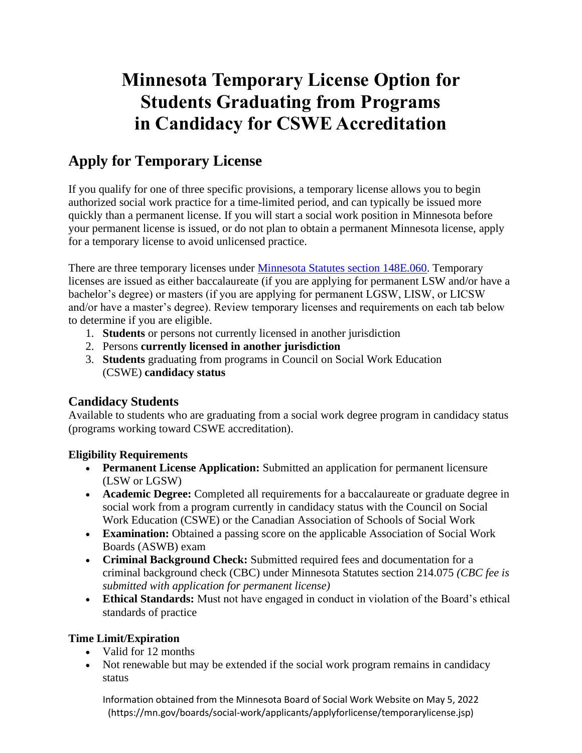# Minnesota Temporary License Option for Students Graduating from Programs in Candidacy for CSWE Accreditation

## Apply for Temporary License

If you qualify for one of three specific provisions, a temporary license allows you to begin authorized social work practice for a time-limited period, and can typically be issued more quickly than a permanent license. If you will start a social work position in Minnesota before your permanent license is issued, or do not plan to obtain a permanent Minnesota license, apply for a temporary license to avoid unlicensed practice.

There are three temporary licenses under [Minnesota Statutes section 148E.060](https://www.revisor.mn.gov/statutes/cite/148E.060). Temporary licenses are issued as either baccalaureate (if you are applying for permanent LSW and/or have a bachelor's degree) or masters (if you are applying for permanent LGSW, LISW, or LICSW and/or have a master's degree). Review temporary licenses and requirements on each tab below to determine if you are eligible.

1. **Students** or persons not currently licensed in another jurisdiction
2. Persons **currently licensed in another jurisdiction**
3. **Students** graduating from programs in Council on Social Work Education (CSWE) **candidacy status**

### Candidacy Students

Available to students who are graduating from a social work degree program in candidacy status (programs working toward CSWE accreditation).

#### Eligibility Requirements

- **Permanent License Application:** Submitted an application for permanent licensure (LSW or LGSW)
- **Academic Degree:** Completed all requirements for a baccalaureate or graduate degree in social work from a program currently in candidacy status with the Council on Social Work Education (CSWE) or the Canadian Association of Schools of Social Work
- **Examination:** Obtained a passing score on the applicable Association of Social Work Boards (ASWB) exam
- **Criminal Background Check:** Submitted required fees and documentation for a criminal background check (CBC) under Minnesota Statutes section 214.075 *(CBC fee is submitted with application for permanent license)*
- **Ethical Standards:** Must not have engaged in conduct in violation of the Board's ethical standards of practice

#### Time Limit/Expiration

- Valid for 12 months
- Not renewable but may be extended if the social work program remains in candidacy status

Information obtained from the Minnesota Board of Social Work Website on May 5, 2022 (https://mn.gov/boards/social-work/applicants/applyforlicense/temporarylicense.jsp)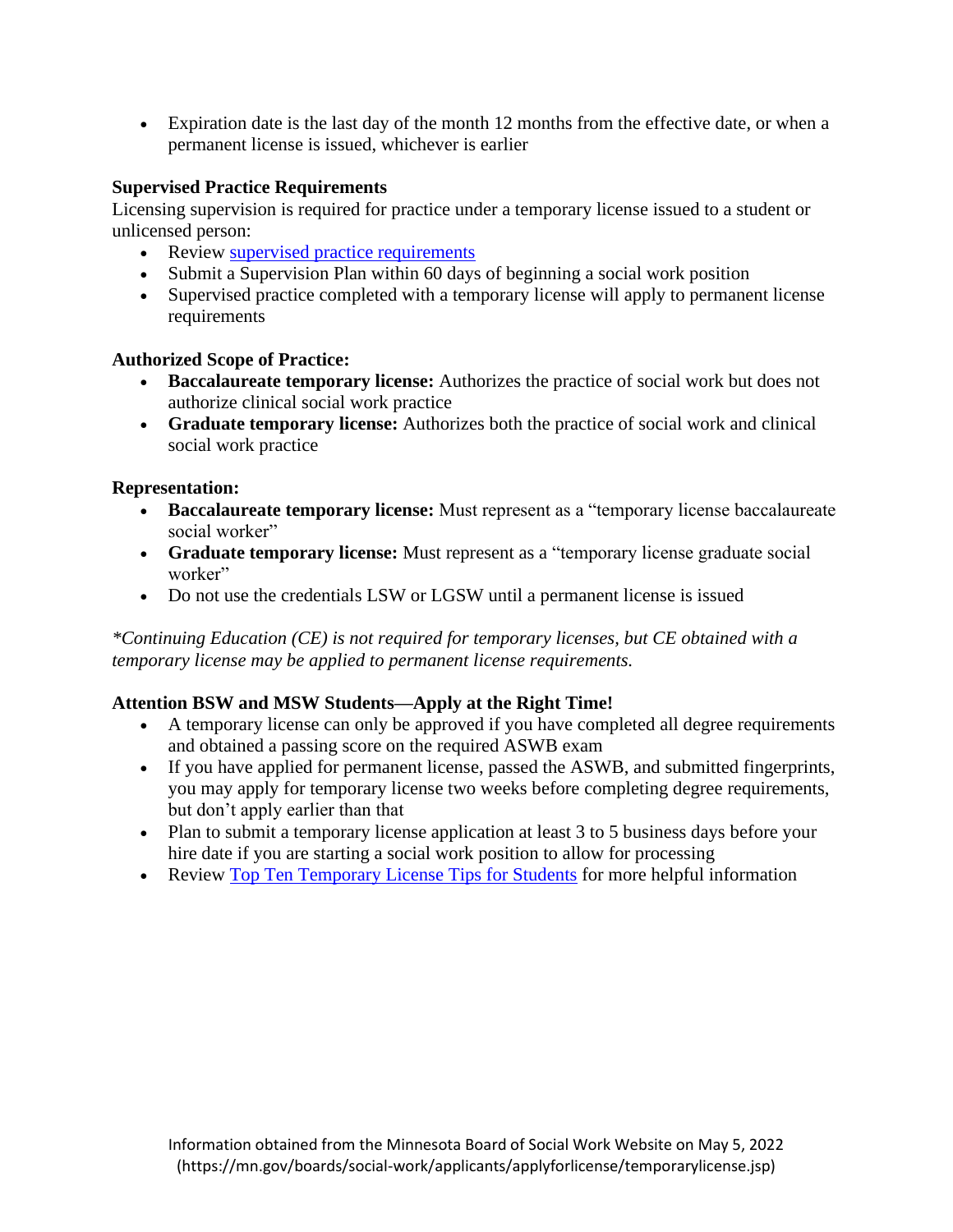- Expiration date is the last day of the month 12 months from the effective date, or when a permanent license is issued, whichever is earlier

**Supervised Practice Requirements**

Licensing supervision is required for practice under a temporary license issued to a student or unlicensed person:

- Review [supervised practice requirements]
- Submit a Supervision Plan within 60 days of beginning a social work position
- Supervised practice completed with a temporary license will apply to permanent license requirements

**Authorized Scope of Practice:**

- **Baccalaureate temporary license:** Authorizes the practice of social work but does not authorize clinical social work practice
- **Graduate temporary license:** Authorizes both the practice of social work and clinical social work practice

**Representation:**

- **Baccalaureate temporary license:** Must represent as a "temporary license baccalaureate social worker"
- **Graduate temporary license:** Must represent as a "temporary license graduate social worker"
- Do not use the credentials LSW or LGSW until a permanent license is issued

*\*Continuing Education (CE) is not required for temporary licenses, but CE obtained with a temporary license may be applied to permanent license requirements.*

**Attention BSW and MSW Students—Apply at the Right Time!**

- A temporary license can only be approved if you have completed all degree requirements and obtained a passing score on the required ASWB exam
- If you have applied for permanent license, passed the ASWB, and submitted fingerprints, you may apply for temporary license two weeks before completing degree requirements, but don't apply earlier than that
- Plan to submit a temporary license application at least 3 to 5 business days before your hire date if you are starting a social work position to allow for processing
- Review [Top Ten Temporary License Tips for Students] for more helpful information

Information obtained from the Minnesota Board of Social Work Website on May 5, 2022 (https://mn.gov/boards/social-work/applicants/applyforlicense/temporarylicense.jsp)